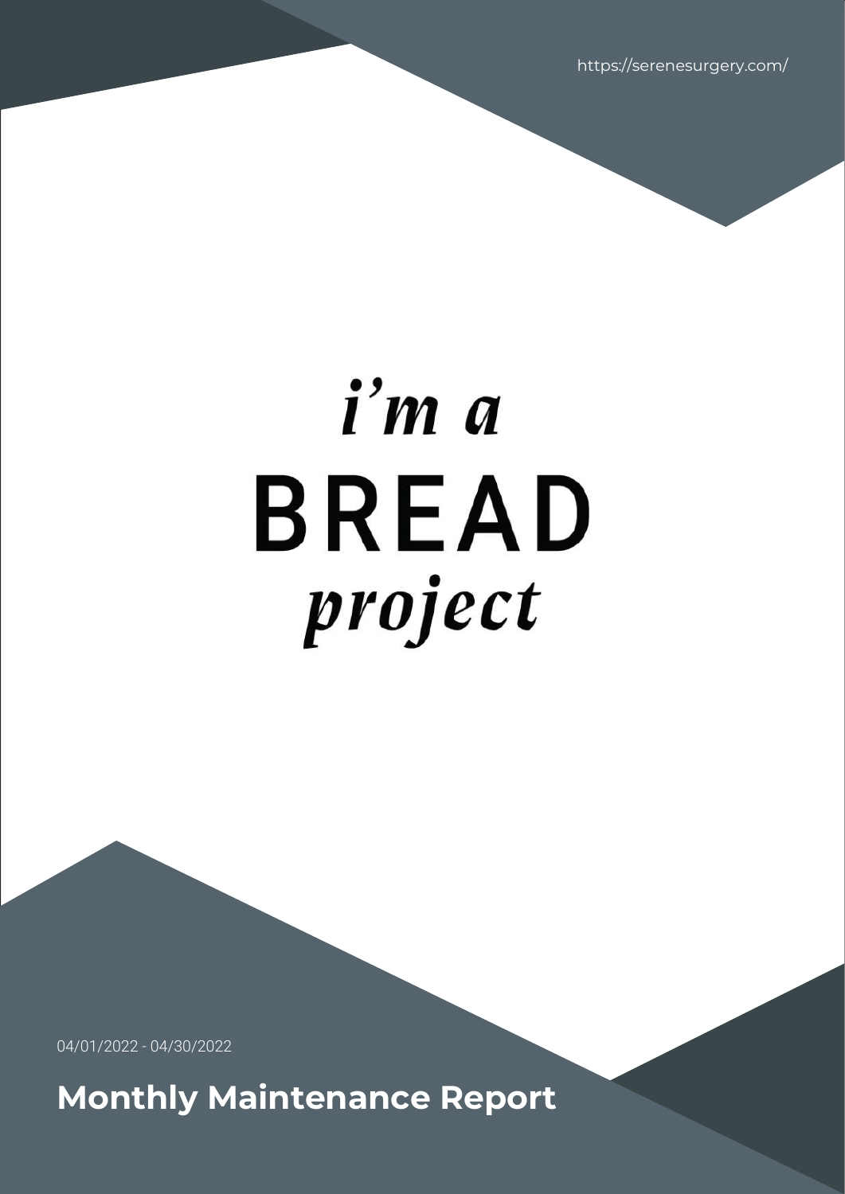https://serenesurgery.com/

*i'm a*
**BREAD**
*project*

04/01/2022 - 04/30/2022

# Monthly Maintenance Report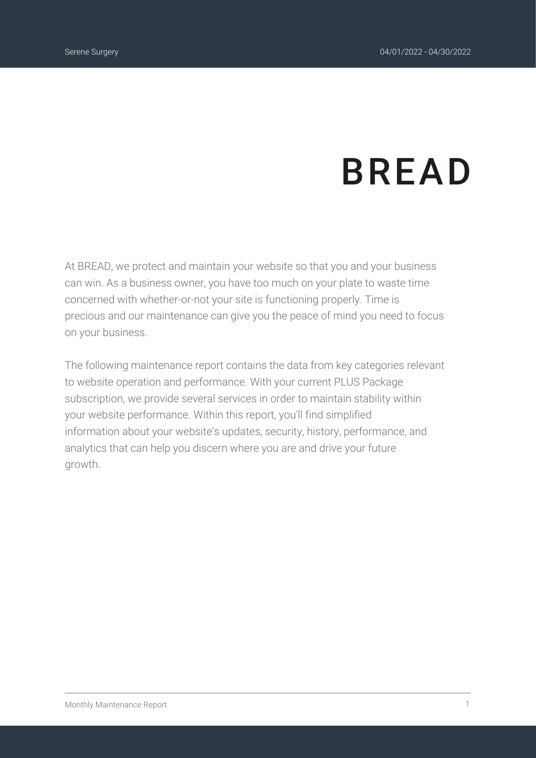# BREAD

At BREAD, we protect and maintain your website so that you and your business can win. As a business owner, you have too much on your plate to waste time concerned with whether-or-not your site is functioning properly. Time is precious and our maintenance can give you the peace of mind you need to focus on your business.

The following maintenance report contains the data from key categories relevant to website operation and performance. With your current PLUS Package subscription, we provide several services in order to maintain stability within your website performance. Within this report, you'll find simplified information about your website's updates, security, history, performance, and analytics that can help you discern where you are and drive your future growth.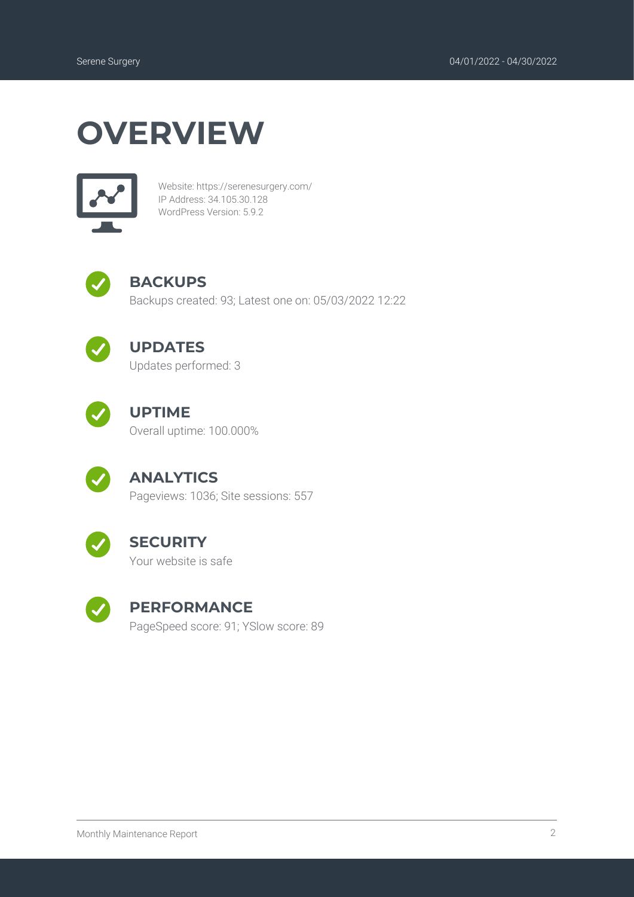# OVERVIEW

Website: https://serenesurgery.com/
IP Address: 34.105.30.128
WordPress Version: 5.9.2

## BACKUPS

Backups created: 93; Latest one on: 05/03/2022 12:22

## UPDATES

Updates performed: 3

## UPTIME

Overall uptime: 100.000%

## ANALYTICS

Pageviews: 1036; Site sessions: 557

## SECURITY

Your website is safe

## PERFORMANCE

PageSpeed score: 91; YSlow score: 89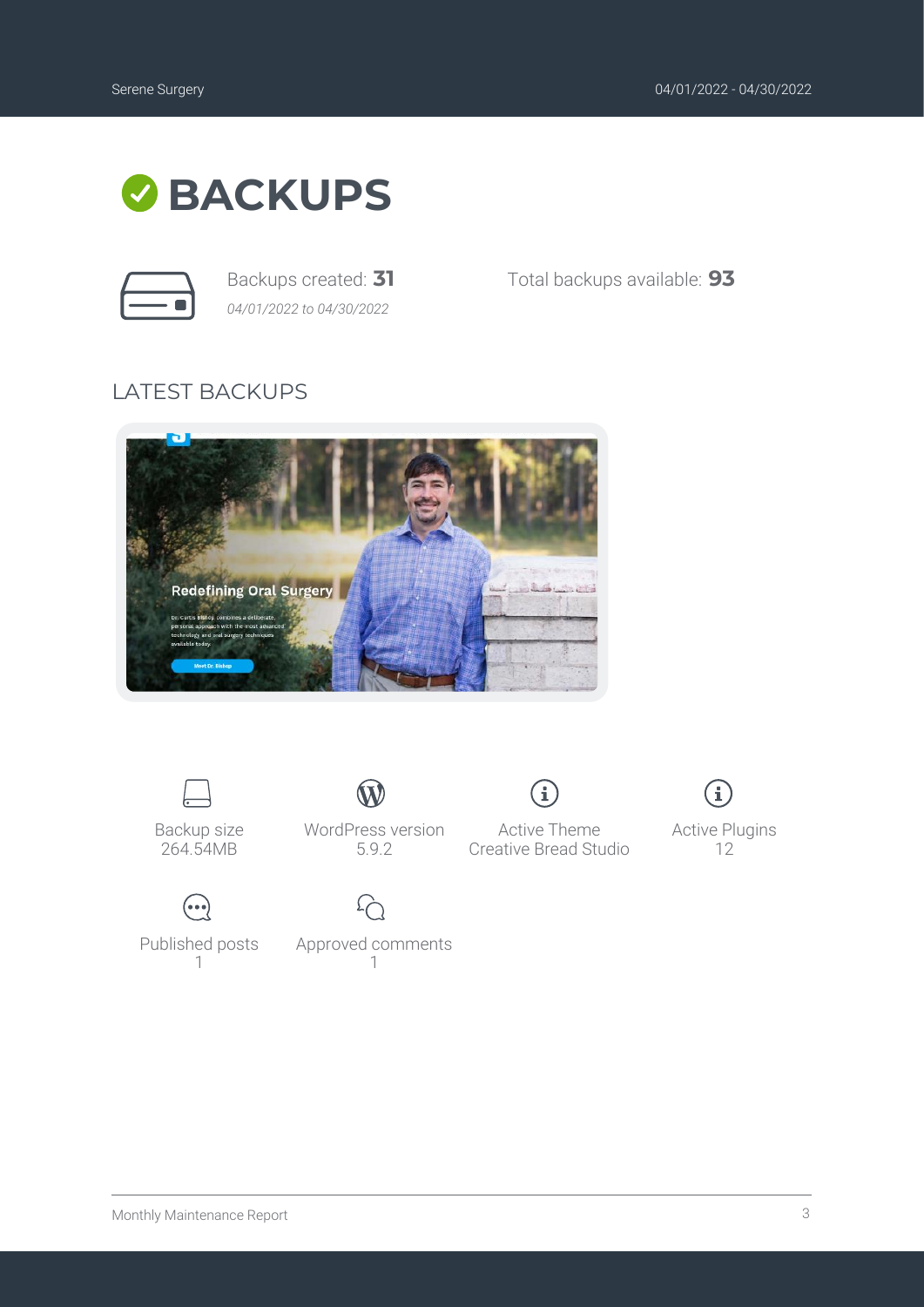# BACKUPS

Backups created: **31**

*04/01/2022 to 04/30/2022*

Total backups available: **93**

## LATEST BACKUPS

Backup size
264.54MB

WordPress version
5.9.2

Active Theme
Creative Bread Studio

Active Plugins
12

Published posts
1

Approved comments
1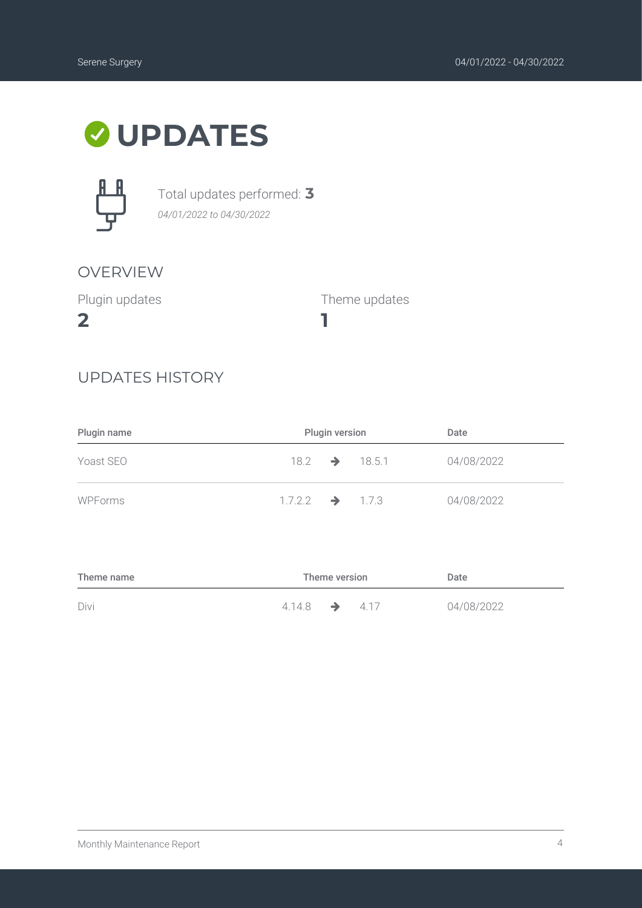# UPDATES

Total updates performed: **3**

*04/01/2022 to 04/30/2022*

## OVERVIEW

Plugin updates

**2**

Theme updates

**1**

## UPDATES HISTORY

| Plugin name | Plugin version | Date |
|---|---|---|
| Yoast SEO | 18.2 → 18.5.1 | 04/08/2022 |
| WPForms | 1.7.2.2 → 1.7.3 | 04/08/2022 |

| Theme name | Theme version | Date |
|---|---|---|
| Divi | 4.14.8 → 4.17 | 04/08/2022 |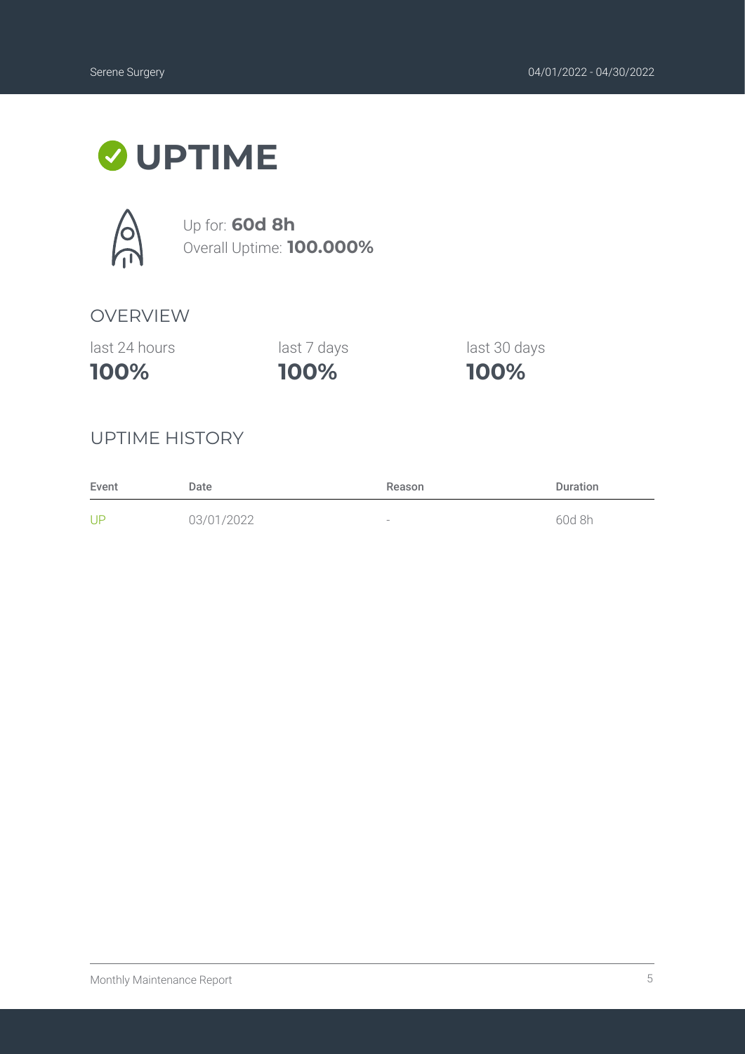# UPTIME

Up for: **60d 8h**
Overall Uptime: **100.000%**

## OVERVIEW

| last 24 hours | last 7 days | last 30 days |
| --- | --- | --- |
| **100%** | **100%** | **100%** |

## UPTIME HISTORY

| Event | Date | Reason | Duration |
| --- | --- | --- | --- |
| UP | 03/01/2022 | - | 60d 8h |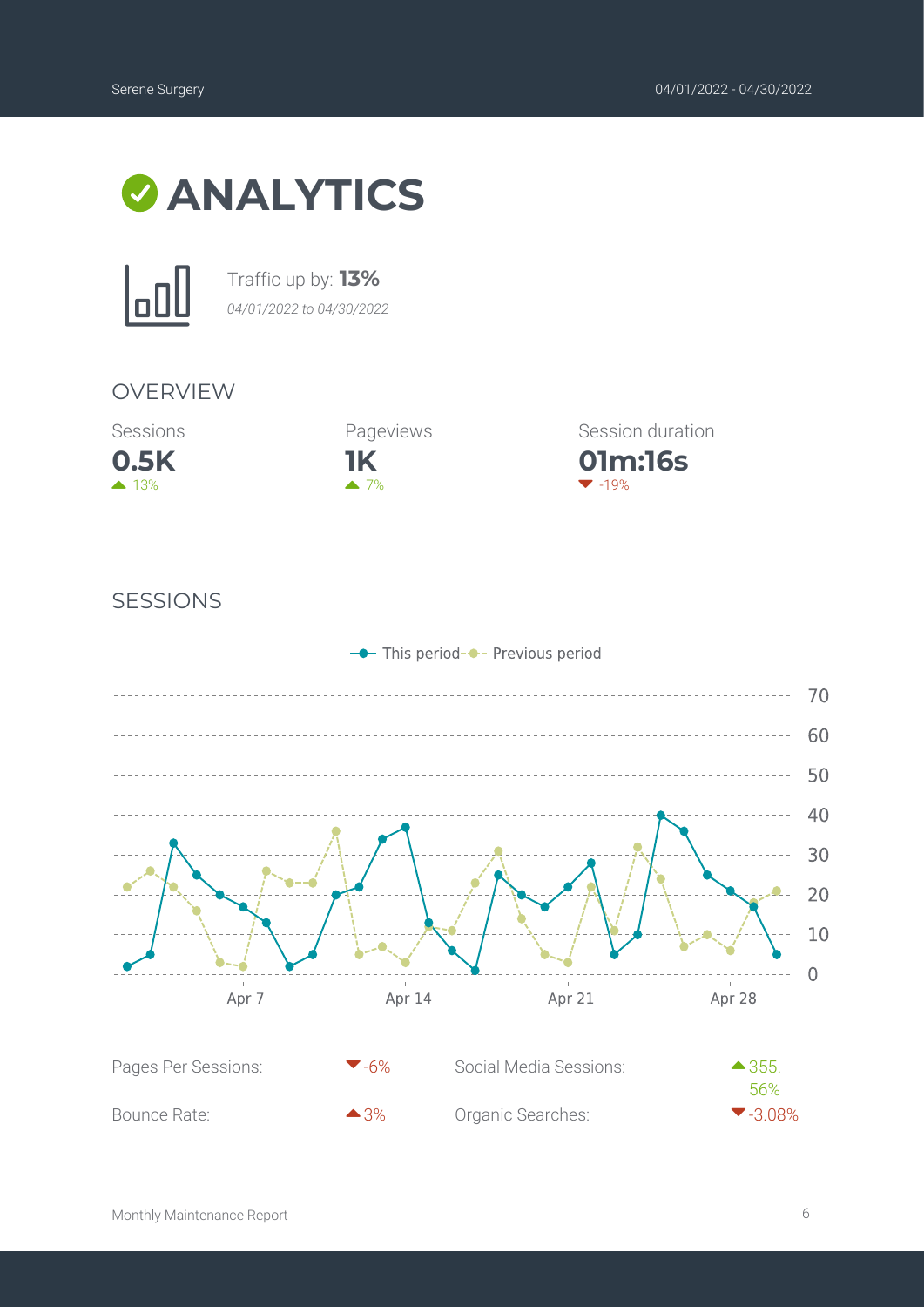# ANALYTICS

Traffic up by: **13%**
*04/01/2022 to 04/30/2022*

## OVERVIEW

| Sessions | Pageviews | Session duration |
|---|---|---|
| **0.5K** | **1K** | **01m:16s** |
| ▲ 13% | ▲ 7% | ▼ -19% |

## SESSIONS

This period — Previous period

| | | | |
|---|---|---|---|
| Pages Per Sessions: | ▼-6% | Social Media Sessions: | ▲355.56% |
| Bounce Rate: | ▲3% | Organic Searches: | ▼-3.08% |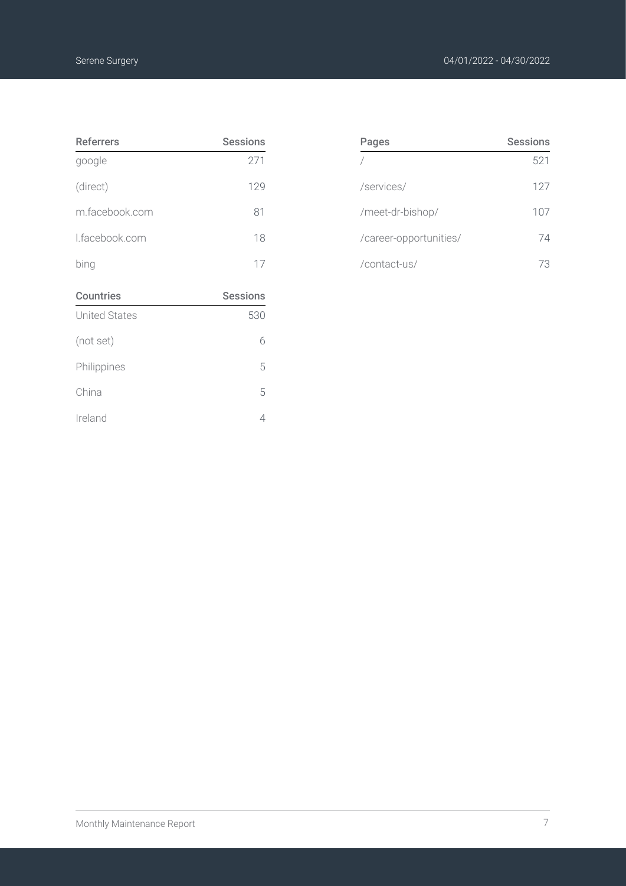| Referrers | Sessions |
|---|---|
| google | 271 |
| (direct) | 129 |
| m.facebook.com | 81 |
| l.facebook.com | 18 |
| bing | 17 |

| Countries | Sessions |
|---|---|
| United States | 530 |
| (not set) | 6 |
| Philippines | 5 |
| China | 5 |
| Ireland | 4 |

| Pages | Sessions |
|---|---|
| / | 521 |
| /services/ | 127 |
| /meet-dr-bishop/ | 107 |
| /career-opportunities/ | 74 |
| /contact-us/ | 73 |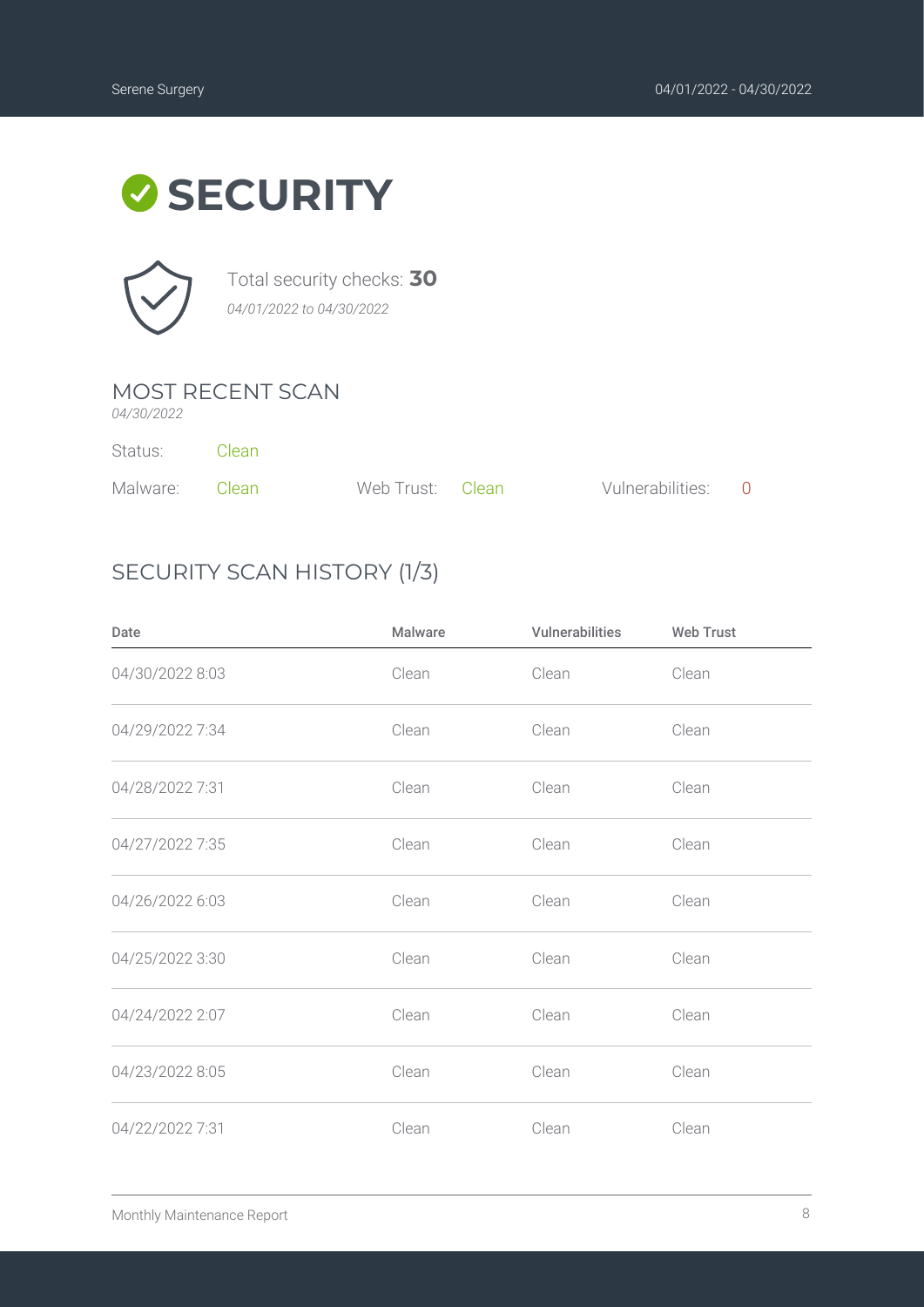# SECURITY

Total security checks: **30**

*04/01/2022 to 04/30/2022*

## MOST RECENT SCAN

*04/30/2022*

Status: Clean

Malware: Clean    Web Trust: Clean    Vulnerabilities: 0

## SECURITY SCAN HISTORY (1/3)

| Date | Malware | Vulnerabilities | Web Trust |
|---|---|---|---|
| 04/30/2022 8:03 | Clean | Clean | Clean |
| 04/29/2022 7:34 | Clean | Clean | Clean |
| 04/28/2022 7:31 | Clean | Clean | Clean |
| 04/27/2022 7:35 | Clean | Clean | Clean |
| 04/26/2022 6:03 | Clean | Clean | Clean |
| 04/25/2022 3:30 | Clean | Clean | Clean |
| 04/24/2022 2:07 | Clean | Clean | Clean |
| 04/23/2022 8:05 | Clean | Clean | Clean |
| 04/22/2022 7:31 | Clean | Clean | Clean |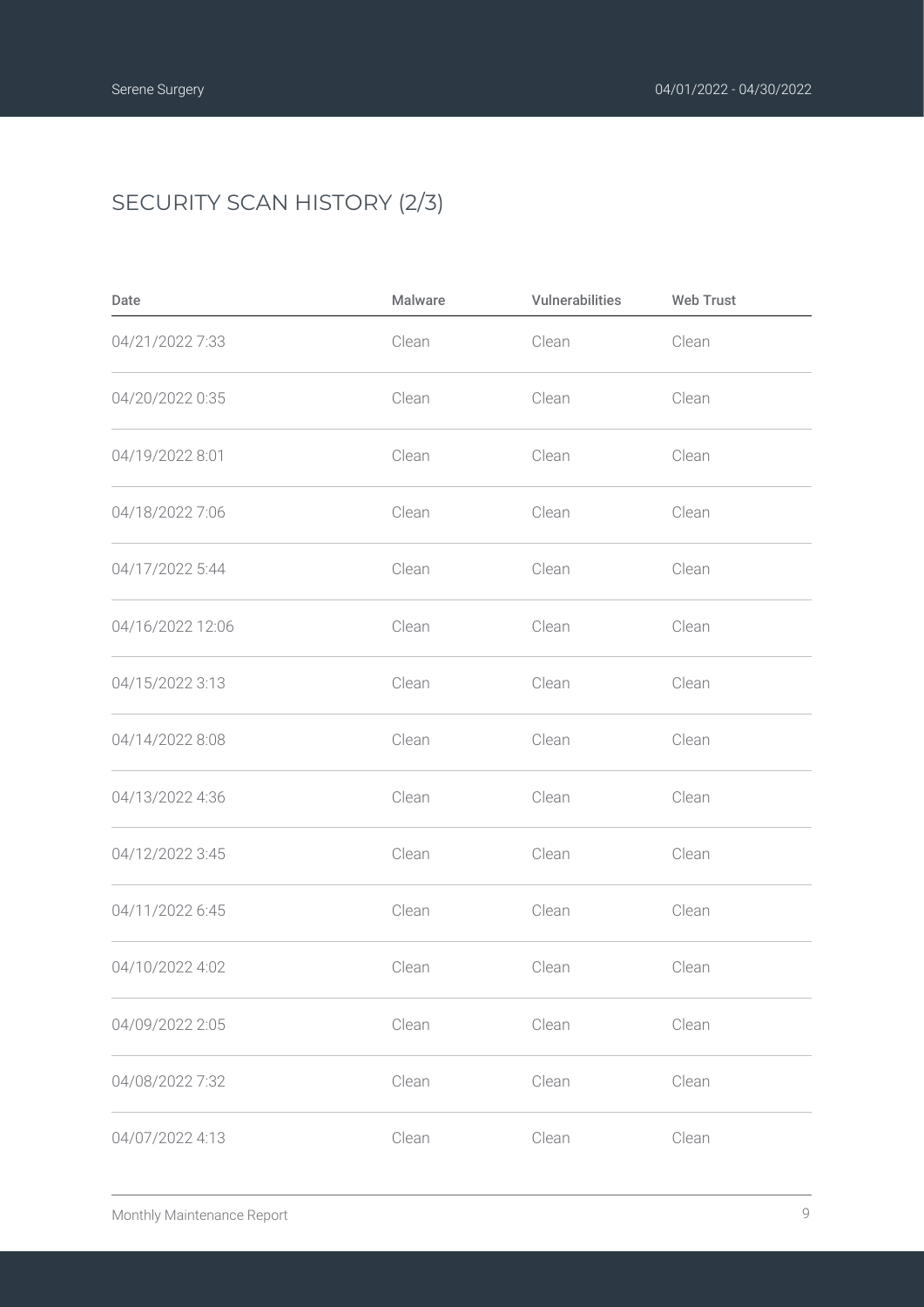## SECURITY SCAN HISTORY (2/3)

| Date | Malware | Vulnerabilities | Web Trust |
|---|---|---|---|
| 04/21/2022 7:33 | Clean | Clean | Clean |
| 04/20/2022 0:35 | Clean | Clean | Clean |
| 04/19/2022 8:01 | Clean | Clean | Clean |
| 04/18/2022 7:06 | Clean | Clean | Clean |
| 04/17/2022 5:44 | Clean | Clean | Clean |
| 04/16/2022 12:06 | Clean | Clean | Clean |
| 04/15/2022 3:13 | Clean | Clean | Clean |
| 04/14/2022 8:08 | Clean | Clean | Clean |
| 04/13/2022 4:36 | Clean | Clean | Clean |
| 04/12/2022 3:45 | Clean | Clean | Clean |
| 04/11/2022 6:45 | Clean | Clean | Clean |
| 04/10/2022 4:02 | Clean | Clean | Clean |
| 04/09/2022 2:05 | Clean | Clean | Clean |
| 04/08/2022 7:32 | Clean | Clean | Clean |
| 04/07/2022 4:13 | Clean | Clean | Clean |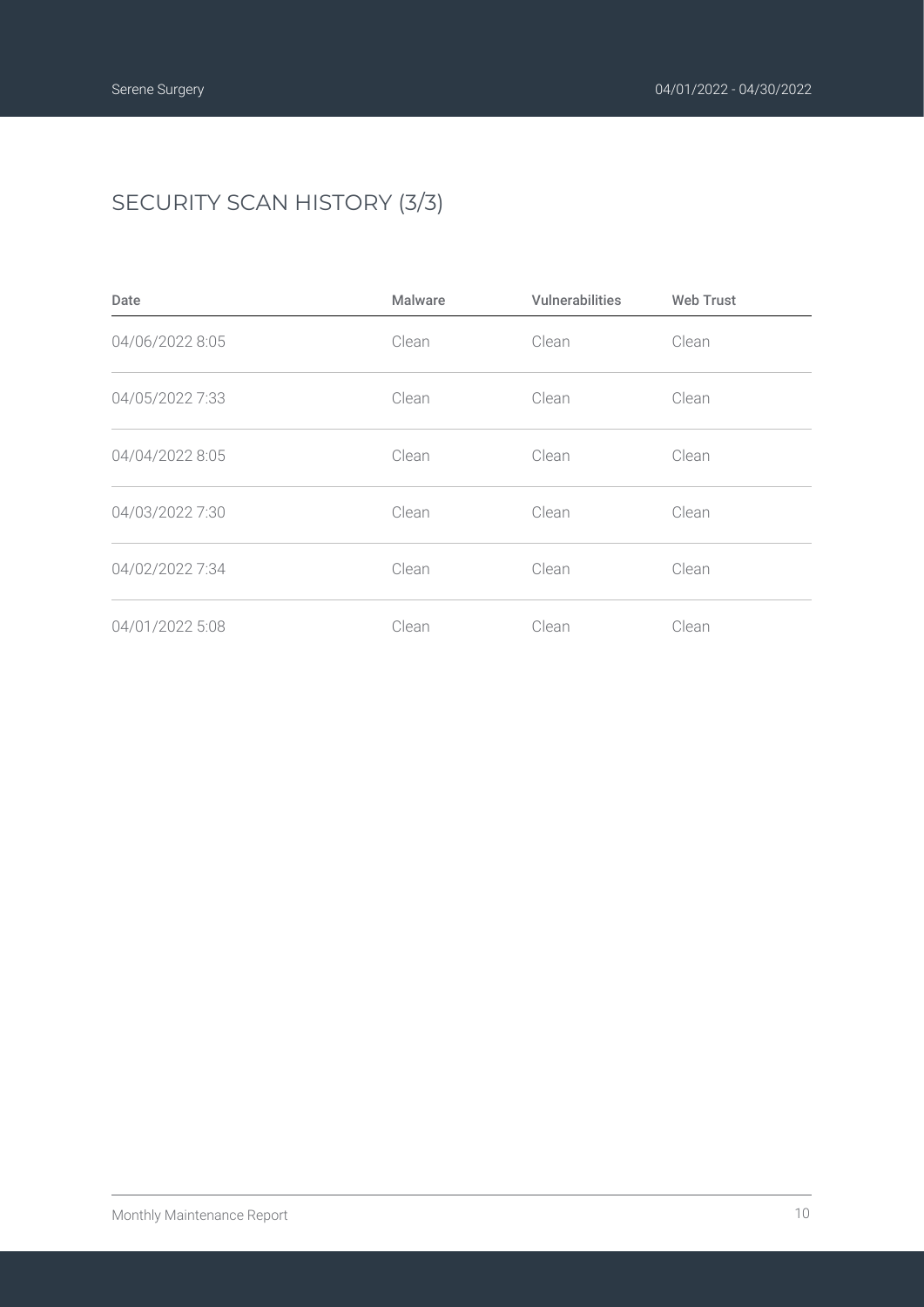## SECURITY SCAN HISTORY (3/3)

| Date | Malware | Vulnerabilities | Web Trust |
| --- | --- | --- | --- |
| 04/06/2022 8:05 | Clean | Clean | Clean |
| 04/05/2022 7:33 | Clean | Clean | Clean |
| 04/04/2022 8:05 | Clean | Clean | Clean |
| 04/03/2022 7:30 | Clean | Clean | Clean |
| 04/02/2022 7:34 | Clean | Clean | Clean |
| 04/01/2022 5:08 | Clean | Clean | Clean |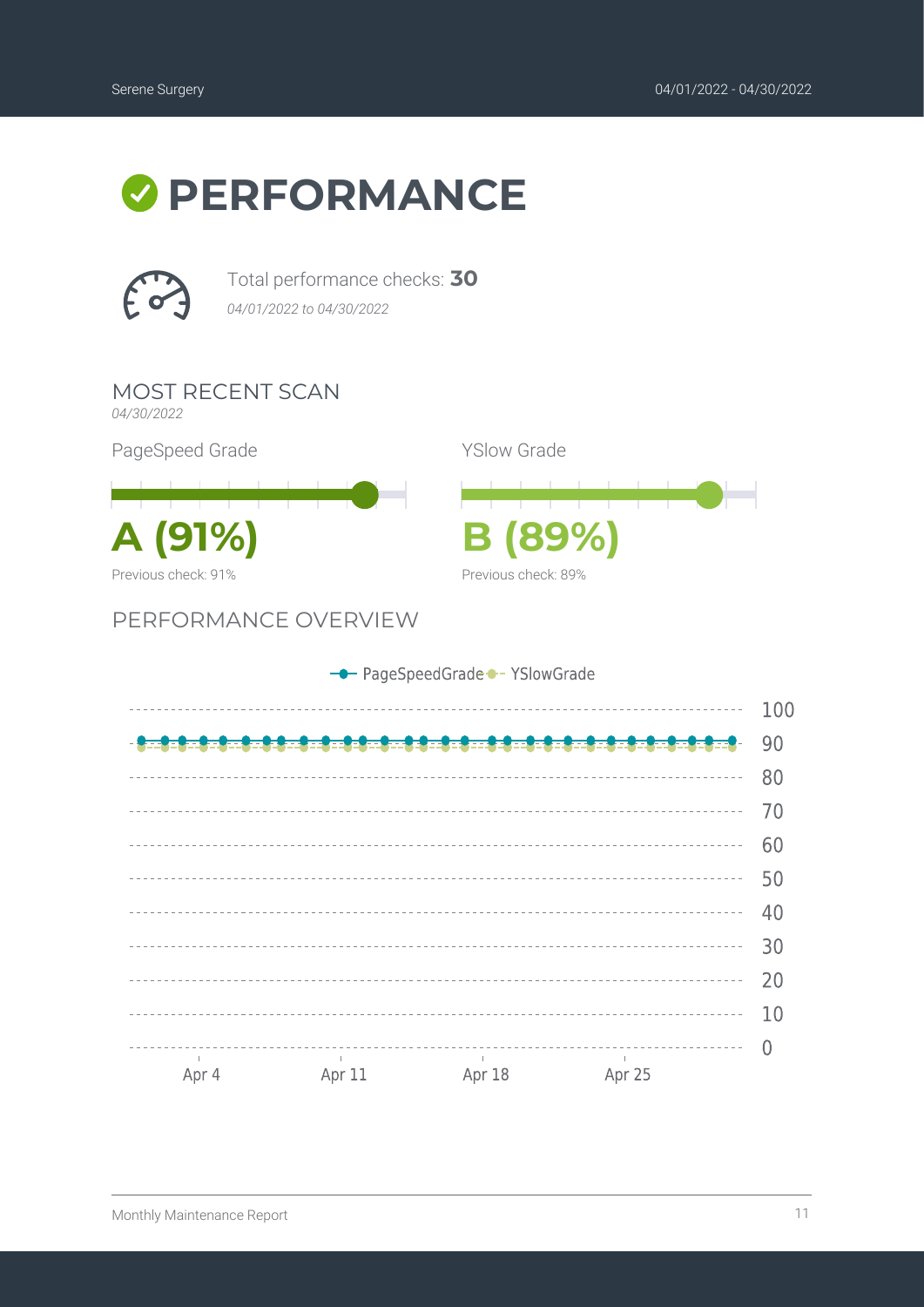# PERFORMANCE

Total performance checks: **30**

*04/01/2022 to 04/30/2022*

## MOST RECENT SCAN

*04/30/2022*

PageSpeed Grade

**A (91%)**

Previous check: 91%

YSlow Grade

**B (89%)**

Previous check: 89%

## PERFORMANCE OVERVIEW

PageSpeedGrade · YSlowGrade

100
90
80
70
60
50
40
30
20
10
0

Apr 4 · Apr 11 · Apr 18 · Apr 25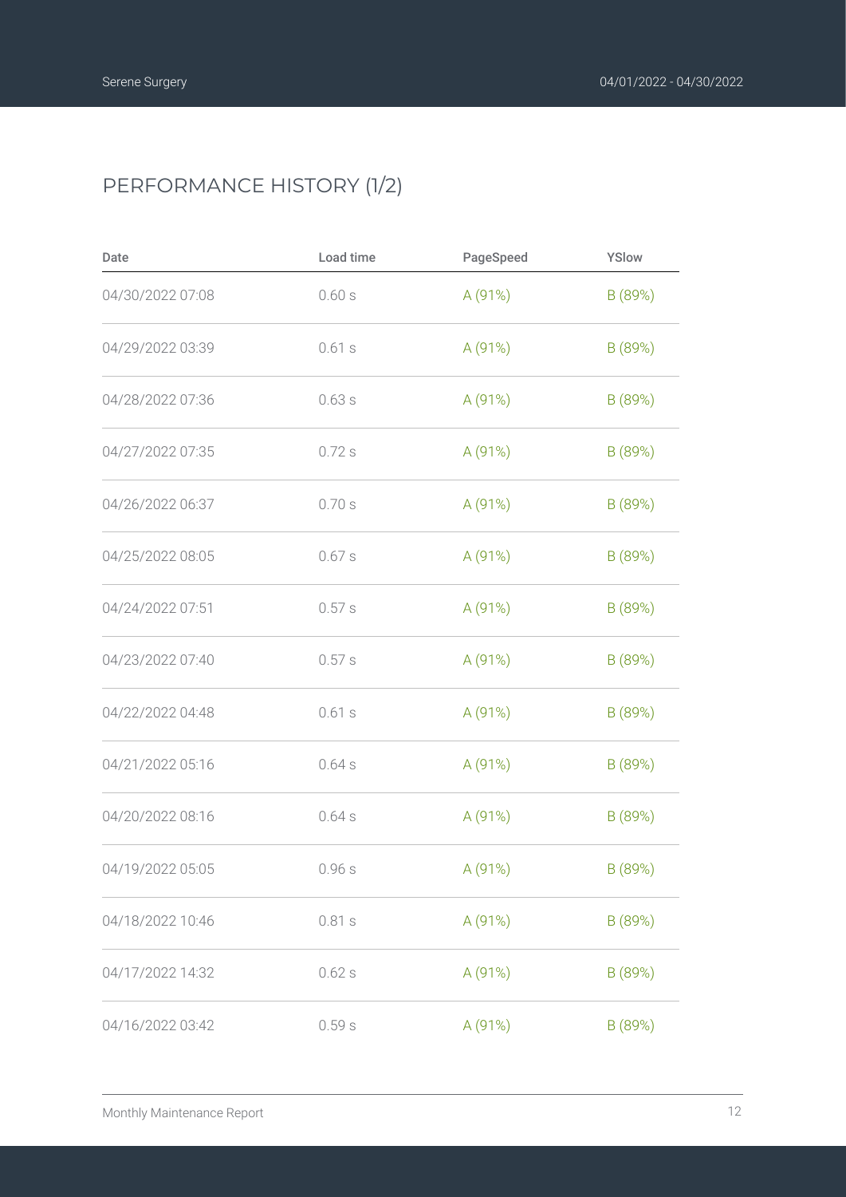# PERFORMANCE HISTORY (1/2)

| Date | Load time | PageSpeed | YSlow |
|---|---|---|---|
| 04/30/2022 07:08 | 0.60 s | A (91%) | B (89%) |
| 04/29/2022 03:39 | 0.61 s | A (91%) | B (89%) |
| 04/28/2022 07:36 | 0.63 s | A (91%) | B (89%) |
| 04/27/2022 07:35 | 0.72 s | A (91%) | B (89%) |
| 04/26/2022 06:37 | 0.70 s | A (91%) | B (89%) |
| 04/25/2022 08:05 | 0.67 s | A (91%) | B (89%) |
| 04/24/2022 07:51 | 0.57 s | A (91%) | B (89%) |
| 04/23/2022 07:40 | 0.57 s | A (91%) | B (89%) |
| 04/22/2022 04:48 | 0.61 s | A (91%) | B (89%) |
| 04/21/2022 05:16 | 0.64 s | A (91%) | B (89%) |
| 04/20/2022 08:16 | 0.64 s | A (91%) | B (89%) |
| 04/19/2022 05:05 | 0.96 s | A (91%) | B (89%) |
| 04/18/2022 10:46 | 0.81 s | A (91%) | B (89%) |
| 04/17/2022 14:32 | 0.62 s | A (91%) | B (89%) |
| 04/16/2022 03:42 | 0.59 s | A (91%) | B (89%) |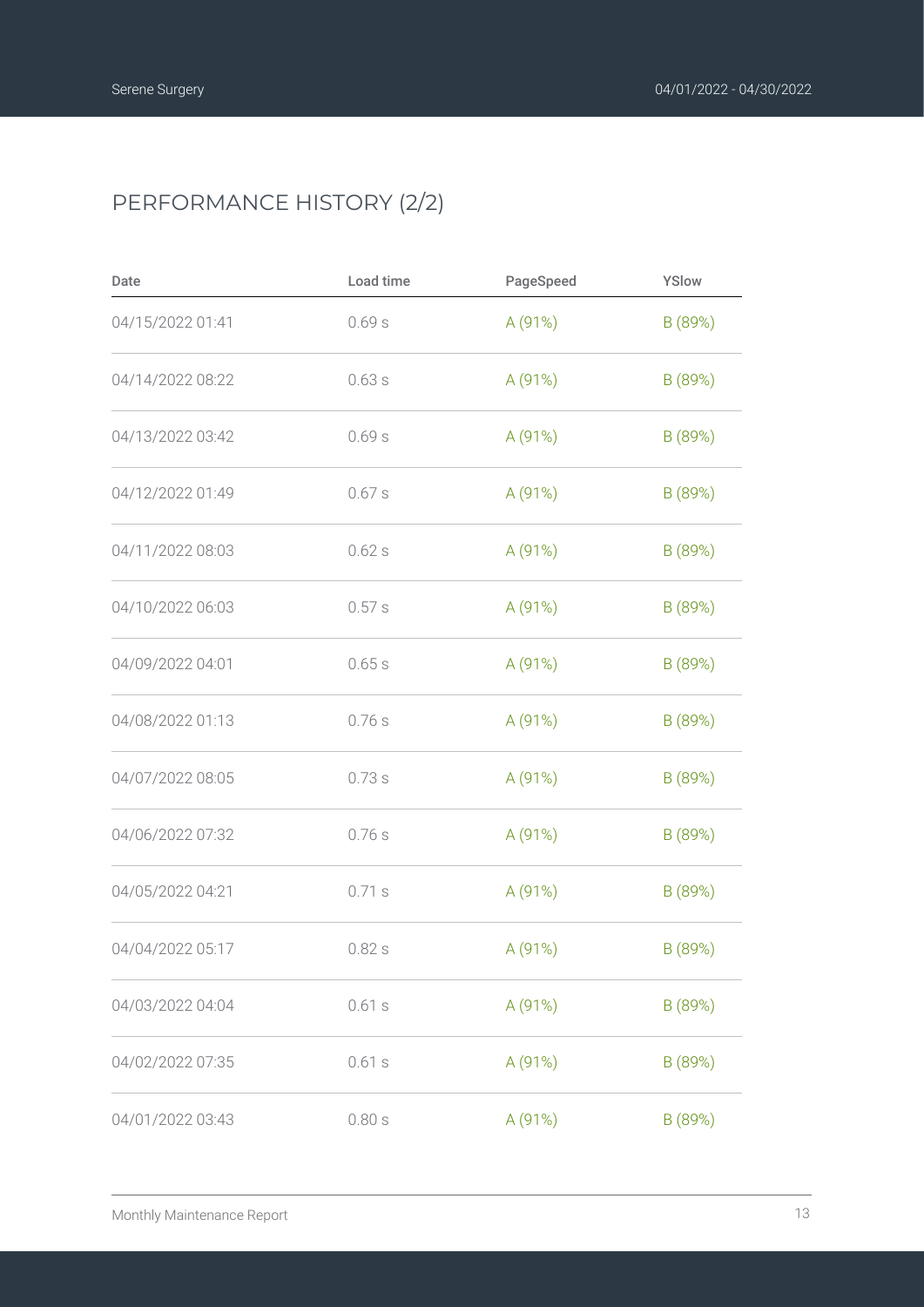## PERFORMANCE HISTORY (2/2)

| Date | Load time | PageSpeed | YSlow |
| --- | --- | --- | --- |
| 04/15/2022 01:41 | 0.69 s | A (91%) | B (89%) |
| 04/14/2022 08:22 | 0.63 s | A (91%) | B (89%) |
| 04/13/2022 03:42 | 0.69 s | A (91%) | B (89%) |
| 04/12/2022 01:49 | 0.67 s | A (91%) | B (89%) |
| 04/11/2022 08:03 | 0.62 s | A (91%) | B (89%) |
| 04/10/2022 06:03 | 0.57 s | A (91%) | B (89%) |
| 04/09/2022 04:01 | 0.65 s | A (91%) | B (89%) |
| 04/08/2022 01:13 | 0.76 s | A (91%) | B (89%) |
| 04/07/2022 08:05 | 0.73 s | A (91%) | B (89%) |
| 04/06/2022 07:32 | 0.76 s | A (91%) | B (89%) |
| 04/05/2022 04:21 | 0.71 s | A (91%) | B (89%) |
| 04/04/2022 05:17 | 0.82 s | A (91%) | B (89%) |
| 04/03/2022 04:04 | 0.61 s | A (91%) | B (89%) |
| 04/02/2022 07:35 | 0.61 s | A (91%) | B (89%) |
| 04/01/2022 03:43 | 0.80 s | A (91%) | B (89%) |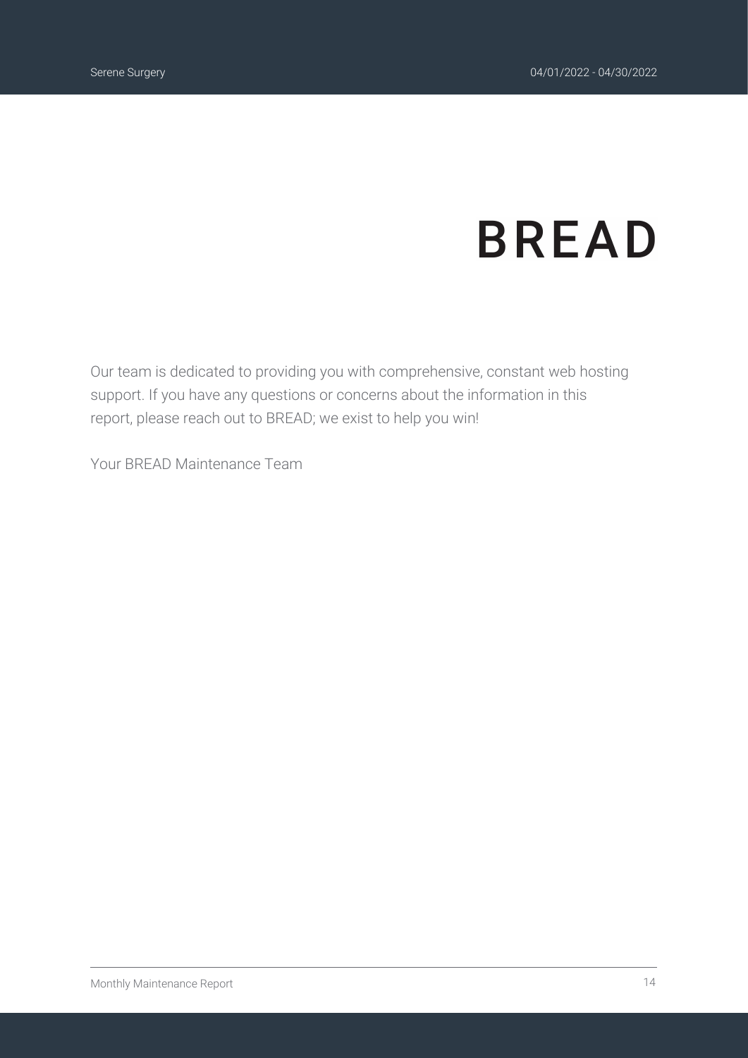# BREAD

Our team is dedicated to providing you with comprehensive, constant web hosting support. If you have any questions or concerns about the information in this report, please reach out to BREAD; we exist to help you win!

Your BREAD Maintenance Team